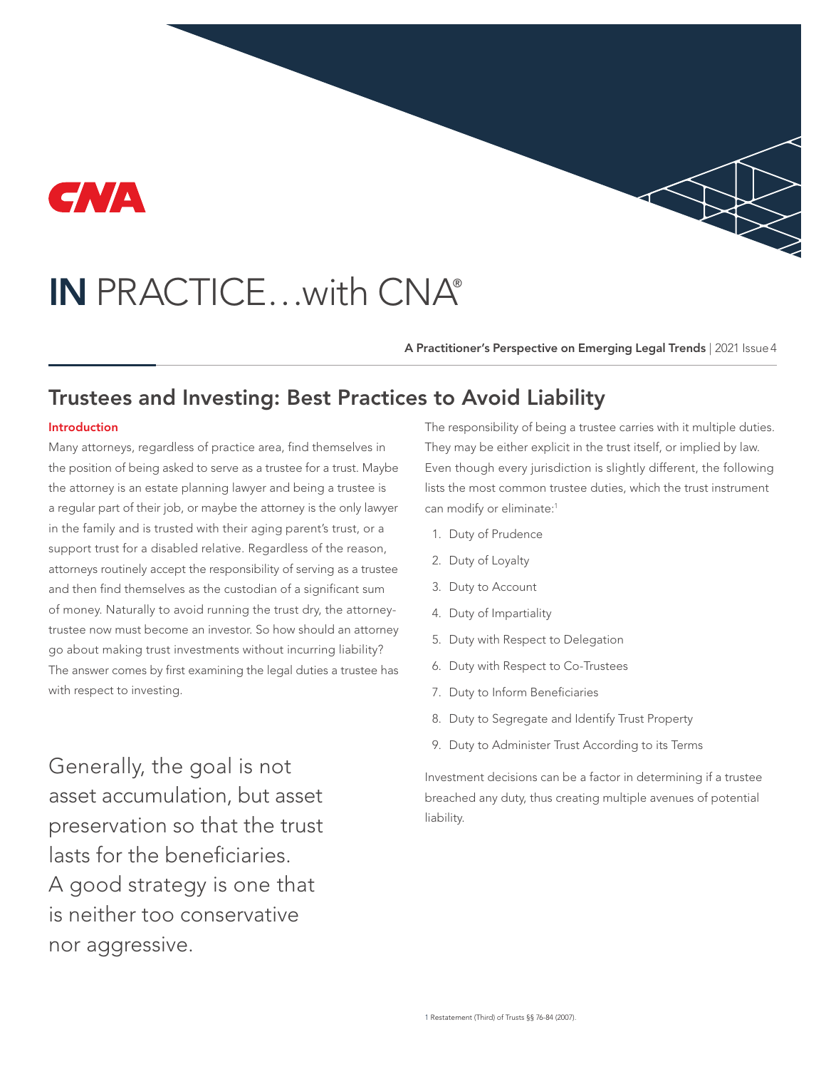# IN PRACTICE…with CNA®

**A Practitioner's Perspective on Emerging Legal Trends** | 2021 Issue 4

## Trustees and Investing: Best Practices to Avoid Liability

### Introduction

Many attorneys, regardless of practice area, find themselves in the position of being asked to serve as a trustee for a trust. Maybe the attorney is an estate planning lawyer and being a trustee is a regular part of their job, or maybe the attorney is the only lawyer in the family and is trusted with their aging parent's trust, or a support trust for a disabled relative. Regardless of the reason, attorneys routinely accept the responsibility of serving as a trustee and then find themselves as the custodian of a significant sum of money. Naturally to avoid running the trust dry, the attorney-trustee now must become an investor. So how should an attorney go about making trust investments without incurring liability? The answer comes by first examining the legal duties a trustee has with respect to investing.

> Generally, the goal is not asset accumulation, but asset preservation so that the trust lasts for the beneficiaries. A good strategy is one that is neither too conservative nor aggressive.

The responsibility of being a trustee carries with it multiple duties. They may be either explicit in the trust itself, or implied by law. Even though every jurisdiction is slightly different, the following lists the most common trustee duties, which the trust instrument can modify or eliminate:[1]

1. Duty of Prudence
2. Duty of Loyalty
3. Duty to Account
4. Duty of Impartiality
5. Duty with Respect to Delegation
6. Duty with Respect to Co-Trustees
7. Duty to Inform Beneficiaries
8. Duty to Segregate and Identify Trust Property
9. Duty to Administer Trust According to its Terms

Investment decisions can be a factor in determining if a trustee breached any duty, thus creating multiple avenues of potential liability.

[1] Restatement (Third) of Trusts §§ 76-84 (2007).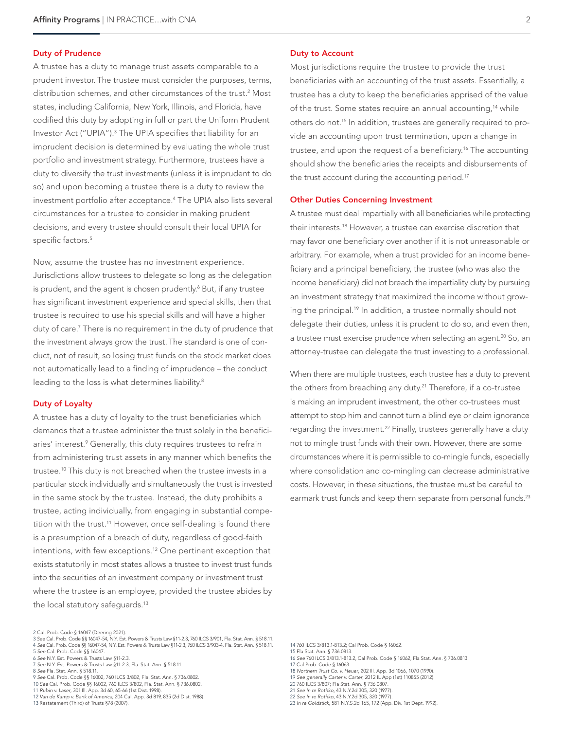## Duty of Prudence

A trustee has a duty to manage trust assets comparable to a prudent investor. The trustee must consider the purposes, terms, distribution schemes, and other circumstances of the trust.[2] Most states, including California, New York, Illinois, and Florida, have codified this duty by adopting in full or part the Uniform Prudent Investor Act ("UPIA").[3] The UPIA specifies that liability for an imprudent decision is determined by evaluating the whole trust portfolio and investment strategy. Furthermore, trustees have a duty to diversify the trust investments (unless it is imprudent to do so) and upon becoming a trustee there is a duty to review the investment portfolio after acceptance.[4] The UPIA also lists several circumstances for a trustee to consider in making prudent decisions, and every trustee should consult their local UPIA for specific factors.[5]

Now, assume the trustee has no investment experience. Jurisdictions allow trustees to delegate so long as the delegation is prudent, and the agent is chosen prudently.[6] But, if any trustee has significant investment experience and special skills, then that trustee is required to use his special skills and will have a higher duty of care.[7] There is no requirement in the duty of prudence that the investment always grow the trust. The standard is one of conduct, not of result, so losing trust funds on the stock market does not automatically lead to a finding of imprudence – the conduct leading to the loss is what determines liability.[8]

## Duty of Loyalty

A trustee has a duty of loyalty to the trust beneficiaries which demands that a trustee administer the trust solely in the beneficiaries' interest.[9] Generally, this duty requires trustees to refrain from administering trust assets in any manner which benefits the trustee.[10] This duty is not breached when the trustee invests in a particular stock individually and simultaneously the trust is invested in the same stock by the trustee. Instead, the duty prohibits a trustee, acting individually, from engaging in substantial competition with the trust.[11] However, once self-dealing is found there is a presumption of a breach of duty, regardless of good-faith intentions, with few exceptions.[12] One pertinent exception that exists statutorily in most states allows a trustee to invest trust funds into the securities of an investment company or investment trust where the trustee is an employee, provided the trustee abides by the local statutory safeguards.[13]

## Duty to Account

Most jurisdictions require the trustee to provide the trust beneficiaries with an accounting of the trust assets. Essentially, a trustee has a duty to keep the beneficiaries apprised of the value of the trust. Some states require an annual accounting,[14] while others do not.[15] In addition, trustees are generally required to provide an accounting upon trust termination, upon a change in trustee, and upon the request of a beneficiary.[16] The accounting should show the beneficiaries the receipts and disbursements of the trust account during the accounting period.[17]

## Other Duties Concerning Investment

A trustee must deal impartially with all beneficiaries while protecting their interests.[18] However, a trustee can exercise discretion that may favor one beneficiary over another if it is not unreasonable or arbitrary. For example, when a trust provided for an income beneficiary and a principal beneficiary, the trustee (who was also the income beneficiary) did not breach the impartiality duty by pursuing an investment strategy that maximized the income without growing the principal.[19] In addition, a trustee normally should not delegate their duties, unless it is prudent to do so, and even then, a trustee must exercise prudence when selecting an agent.[20] So, an attorney-trustee can delegate the trust investing to a professional.

When there are multiple trustees, each trustee has a duty to prevent the others from breaching any duty.[21] Therefore, if a co-trustee is making an imprudent investment, the other co-trustees must attempt to stop him and cannot turn a blind eye or claim ignorance regarding the investment.[22] Finally, trustees generally have a duty not to mingle trust funds with their own. However, there are some circumstances where it is permissible to co-mingle funds, especially where consolidation and co-mingling can decrease administrative costs. However, in these situations, the trustee must be careful to earmark trust funds and keep them separate from personal funds.[23]

---

2 Cal. Prob. Code § 16047 (Deering 2021).
3 *See* Cal. Prob. Code §§ 16047-54, N.Y. Est. Powers & Trusts Law §11-2.3, 760 ILCS 3/901, Fla. Stat. Ann. § 518.11.
4 *See* Cal. Prob. Code §§ 16047-54, N.Y. Est. Powers & Trusts Law §11-2.3, 760 ILCS 3/903-4, Fla. Stat. Ann. § 518.11.
5 *See* Cal. Prob. Code §§ 16047.
6 *See* N.Y. Est. Powers & Trusts Law §11-2.3.
7 *See* N.Y. Est. Powers & Trusts Law §11-2.3, Fla. Stat. Ann. § 518.11.
8 *See* Fla. Stat. Ann. § 518.11.
9 *See* Cal. Prob. Code §§ 16002, 760 ILCS 3/802, Fla. Stat. Ann. § 736.0802.
10 *See* Cal. Prob. Code §§ 16002, 760 ILCS 3/802, Fla. Stat. Ann. § 736.0802.
11 *Rubin v. Laser*, 301 Ill. App. 3d 60, 65-66 (1st Dist. 1998).
12 *Van de Kamp v. Bank of America*, 204 Cal. App. 3d 819, 835 (2d Dist. 1988).
13 Restatement (Third) of Trusts §78 (2007).

14 760 ILCS 3/813.1-813.2; Cal Prob. Code § 16062.
15 Fla Stat. Ann. § 736.0813.
16 *See* 760 ILCS 3/813.1-813.2, Cal Prob. Code § 16062, Fla Stat. Ann. § 736.0813.
17 Cal Prob. Code § 16063
18 *Northern Trust Co. v. Heuer*, 202 Ill. App. 3d 1066, 1070 (1990).
19 *See generally Carter v. Carter*, 2012 IL App (1st) 110855 (2012).
20 760 ILCS 3/807; Fla Stat. Ann. § 736.0807.
21 *See In re Rothko*, 43 N.Y.2d 305, 320 (1977).
22 *See In re Rothko*, 43 N.Y.2d 305, 320 (1977).
23 *In re Goldstick*, 581 N.Y.S.2d 165, 172 (App. Div. 1st Dept. 1992).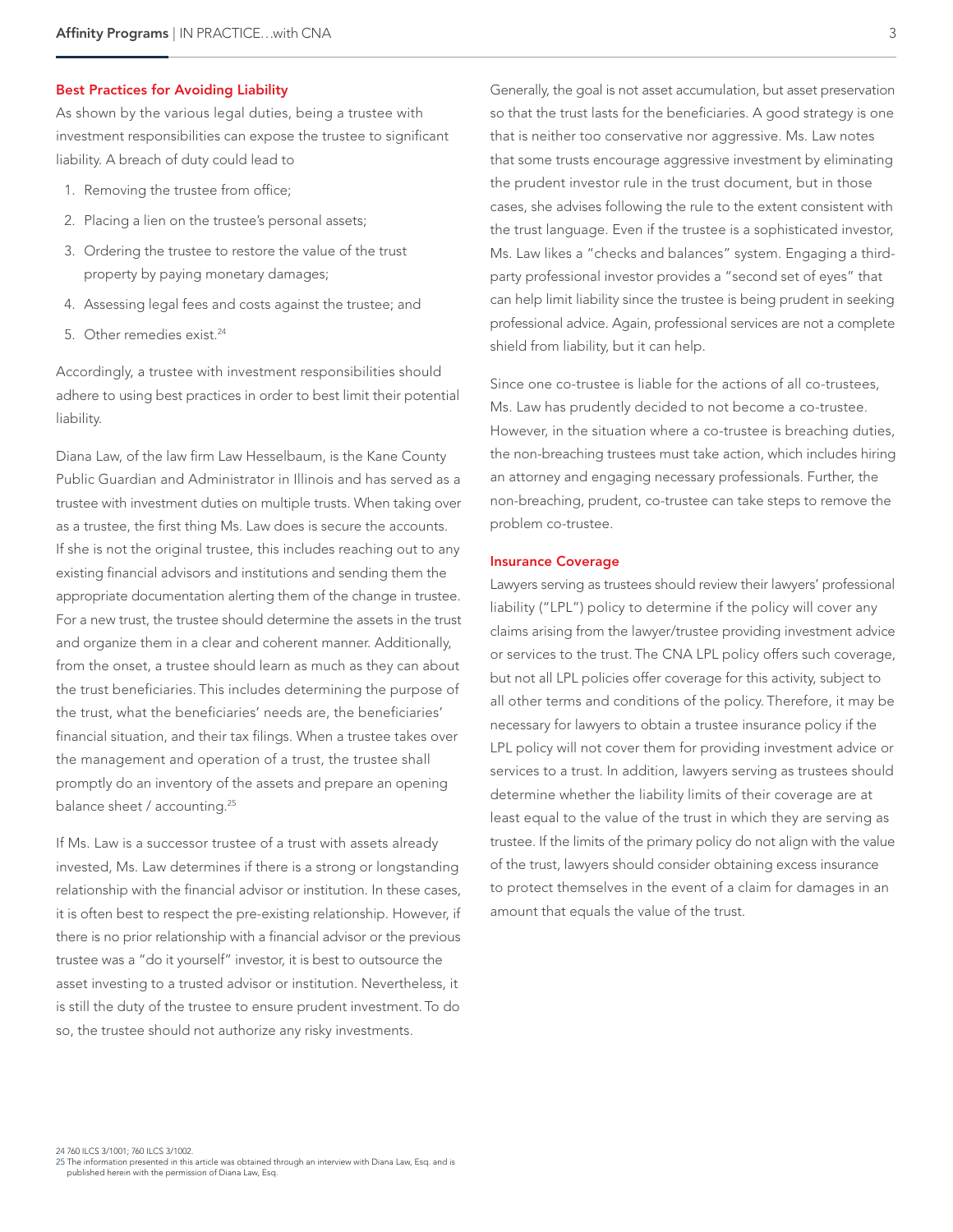## Best Practices for Avoiding Liability

As shown by the various legal duties, being a trustee with investment responsibilities can expose the trustee to significant liability. A breach of duty could lead to

1. Removing the trustee from office;
2. Placing a lien on the trustee's personal assets;
3. Ordering the trustee to restore the value of the trust property by paying monetary damages;
4. Assessing legal fees and costs against the trustee; and
5. Other remedies exist.[24]

Accordingly, a trustee with investment responsibilities should adhere to using best practices in order to best limit their potential liability.

Diana Law, of the law firm Law Hesselbaum, is the Kane County Public Guardian and Administrator in Illinois and has served as a trustee with investment duties on multiple trusts. When taking over as a trustee, the first thing Ms. Law does is secure the accounts. If she is not the original trustee, this includes reaching out to any existing financial advisors and institutions and sending them the appropriate documentation alerting them of the change in trustee. For a new trust, the trustee should determine the assets in the trust and organize them in a clear and coherent manner. Additionally, from the onset, a trustee should learn as much as they can about the trust beneficiaries. This includes determining the purpose of the trust, what the beneficiaries' needs are, the beneficiaries' financial situation, and their tax filings. When a trustee takes over the management and operation of a trust, the trustee shall promptly do an inventory of the assets and prepare an opening balance sheet / accounting.[25]

If Ms. Law is a successor trustee of a trust with assets already invested, Ms. Law determines if there is a strong or longstanding relationship with the financial advisor or institution. In these cases, it is often best to respect the pre-existing relationship. However, if there is no prior relationship with a financial advisor or the previous trustee was a "do it yourself" investor, it is best to outsource the asset investing to a trusted advisor or institution. Nevertheless, it is still the duty of the trustee to ensure prudent investment. To do so, the trustee should not authorize any risky investments.

Generally, the goal is not asset accumulation, but asset preservation so that the trust lasts for the beneficiaries. A good strategy is one that is neither too conservative nor aggressive. Ms. Law notes that some trusts encourage aggressive investment by eliminating the prudent investor rule in the trust document, but in those cases, she advises following the rule to the extent consistent with the trust language. Even if the trustee is a sophisticated investor, Ms. Law likes a "checks and balances" system. Engaging a third-party professional investor provides a "second set of eyes" that can help limit liability since the trustee is being prudent in seeking professional advice. Again, professional services are not a complete shield from liability, but it can help.

Since one co-trustee is liable for the actions of all co-trustees, Ms. Law has prudently decided to not become a co-trustee. However, in the situation where a co-trustee is breaching duties, the non-breaching trustees must take action, which includes hiring an attorney and engaging necessary professionals. Further, the non-breaching, prudent, co-trustee can take steps to remove the problem co-trustee.

## Insurance Coverage

Lawyers serving as trustees should review their lawyers' professional liability ("LPL") policy to determine if the policy will cover any claims arising from the lawyer/trustee providing investment advice or services to the trust. The CNA LPL policy offers such coverage, but not all LPL policies offer coverage for this activity, subject to all other terms and conditions of the policy. Therefore, it may be necessary for lawyers to obtain a trustee insurance policy if the LPL policy will not cover them for providing investment advice or services to a trust. In addition, lawyers serving as trustees should determine whether the liability limits of their coverage are at least equal to the value of the trust in which they are serving as trustee. If the limits of the primary policy do not align with the value of the trust, lawyers should consider obtaining excess insurance to protect themselves in the event of a claim for damages in an amount that equals the value of the trust.

---

24 760 ILCS 3/1001; 760 ILCS 3/1002.

25 The information presented in this article was obtained through an interview with Diana Law, Esq. and is published herein with the permission of Diana Law, Esq.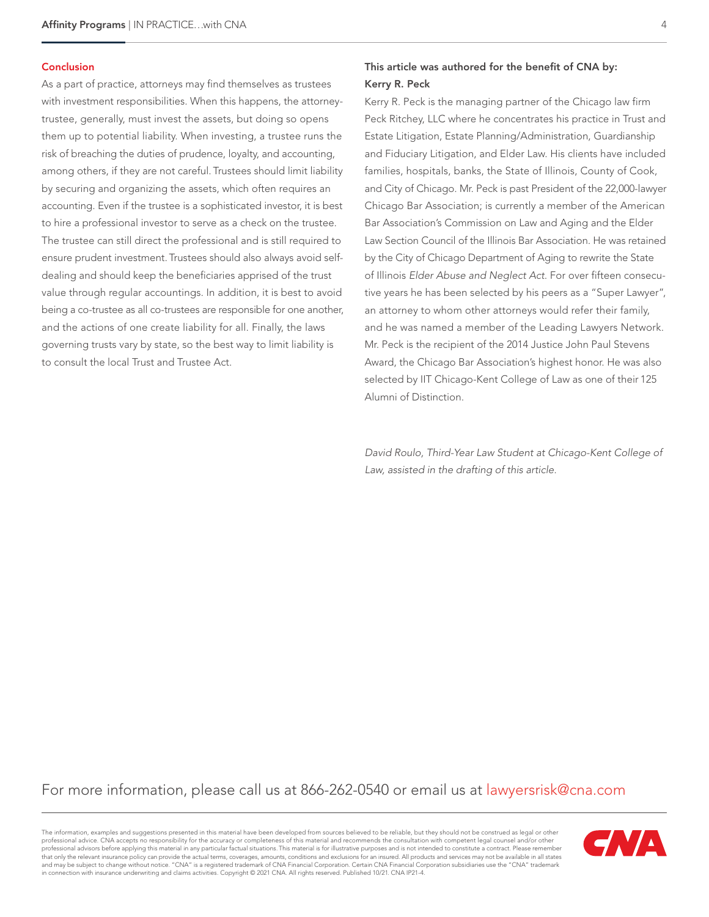## Conclusion

As a part of practice, attorneys may find themselves as trustees with investment responsibilities. When this happens, the attorney-trustee, generally, must invest the assets, but doing so opens them up to potential liability. When investing, a trustee runs the risk of breaching the duties of prudence, loyalty, and accounting, among others, if they are not careful. Trustees should limit liability by securing and organizing the assets, which often requires an accounting. Even if the trustee is a sophisticated investor, it is best to hire a professional investor to serve as a check on the trustee. The trustee can still direct the professional and is still required to ensure prudent investment. Trustees should also always avoid self-dealing and should keep the beneficiaries apprised of the trust value through regular accountings. In addition, it is best to avoid being a co-trustee as all co-trustees are responsible for one another, and the actions of one create liability for all. Finally, the laws governing trusts vary by state, so the best way to limit liability is to consult the local Trust and Trustee Act.

**This article was authored for the benefit of CNA by:**
**Kerry R. Peck**

Kerry R. Peck is the managing partner of the Chicago law firm Peck Ritchey, LLC where he concentrates his practice in Trust and Estate Litigation, Estate Planning/Administration, Guardianship and Fiduciary Litigation, and Elder Law. His clients have included families, hospitals, banks, the State of Illinois, County of Cook, and City of Chicago. Mr. Peck is past President of the 22,000-lawyer Chicago Bar Association; is currently a member of the American Bar Association's Commission on Law and Aging and the Elder Law Section Council of the Illinois Bar Association. He was retained by the City of Chicago Department of Aging to rewrite the State of Illinois *Elder Abuse and Neglect Act*. For over fifteen consecutive years he has been selected by his peers as a "Super Lawyer", an attorney to whom other attorneys would refer their family, and he was named a member of the Leading Lawyers Network. Mr. Peck is the recipient of the 2014 Justice John Paul Stevens Award, the Chicago Bar Association's highest honor. He was also selected by IIT Chicago-Kent College of Law as one of their 125 Alumni of Distinction.

*David Roulo, Third-Year Law Student at Chicago-Kent College of Law, assisted in the drafting of this article.*

For more information, please call us at 866-262-0540 or email us at lawyersrisk@cna.com

The information, examples and suggestions presented in this material have been developed from sources believed to be reliable, but they should not be construed as legal or other professional advice. CNA accepts no responsibility for the accuracy or completeness of this material and recommends the consultation with competent legal counsel and/or other professional advisors before applying this material in any particular factual situations. This material is for illustrative purposes and is not intended to constitute a contract. Please remember that only the relevant insurance policy can provide the actual terms, coverages, amounts, conditions and exclusions for an insured. All products and services may not be available in all states and may be subject to change without notice. "CNA" is a registered trademark of CNA Financial Corporation. Certain CNA Financial Corporation subsidiaries use the "CNA" trademark in connection with insurance underwriting and claims activities. Copyright © 2021 CNA. All rights reserved. Published 10/21. CNA IP21-4.